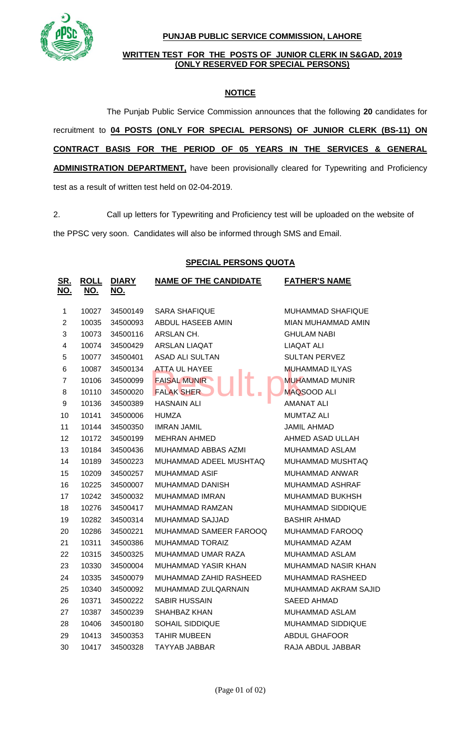**PUNJAB PUBLIC SERVICE COMMISSION, LAHORE**

**WRITTEN TEST FOR THE POSTS OF JUNIOR CLERK IN S&GAD, 2019**
**(ONLY RESERVED FOR SPECIAL PERSONS)**

**NOTICE**

The Punjab Public Service Commission announces that the following **20** candidates for recruitment to **04 POSTS (ONLY FOR SPECIAL PERSONS) OF JUNIOR CLERK (BS-11) ON CONTRACT BASIS FOR THE PERIOD OF 05 YEARS IN THE SERVICES & GENERAL ADMINISTRATION DEPARTMENT,** have been provisionally cleared for Typewriting and Proficiency test as a result of written test held on 02-04-2019.

2. Call up letters for Typewriting and Proficiency test will be uploaded on the website of the PPSC very soon. Candidates will also be informed through SMS and Email.

**SPECIAL PERSONS QUOTA**

| SR. NO. | ROLL NO. | DIARY NO. | NAME OF THE CANDIDATE | FATHER'S NAME |
|---|---|---|---|---|
| 1 | 10027 | 34500149 | SARA SHAFIQUE | MUHAMMAD SHAFIQUE |
| 2 | 10035 | 34500093 | ABDUL HASEEB AMIN | MIAN MUHAMMAD AMIN |
| 3 | 10073 | 34500116 | ARSLAN CH. | GHULAM NABI |
| 4 | 10074 | 34500429 | ARSLAN LIAQAT | LIAQAT ALI |
| 5 | 10077 | 34500401 | ASAD ALI SULTAN | SULTAN PERVEZ |
| 6 | 10087 | 34500134 | ATTA UL HAYEE | MUHAMMAD ILYAS |
| 7 | 10106 | 34500099 | FAISAL MUNIR | MUHAMMAD MUNIR |
| 8 | 10110 | 34500020 | FALAK SHER | MAQSOOD ALI |
| 9 | 10136 | 34500389 | HASNAIN ALI | AMANAT ALI |
| 10 | 10141 | 34500006 | HUMZA | MUMTAZ ALI |
| 11 | 10144 | 34500350 | IMRAN JAMIL | JAMIL AHMAD |
| 12 | 10172 | 34500199 | MEHRAN AHMED | AHMED ASAD ULLAH |
| 13 | 10184 | 34500436 | MUHAMMAD ABBAS AZMI | MUHAMMAD ASLAM |
| 14 | 10189 | 34500223 | MUHAMMAD ADEEL MUSHTAQ | MUHAMMAD MUSHTAQ |
| 15 | 10209 | 34500257 | MUHAMMAD ASIF | MUHAMMAD ANWAR |
| 16 | 10225 | 34500007 | MUHAMMAD DANISH | MUHAMMAD ASHRAF |
| 17 | 10242 | 34500032 | MUHAMMAD IMRAN | MUHAMMAD BUKHSH |
| 18 | 10276 | 34500417 | MUHAMMAD RAMZAN | MUHAMMAD SIDDIQUE |
| 19 | 10282 | 34500314 | MUHAMMAD SAJJAD | BASHIR AHMAD |
| 20 | 10286 | 34500221 | MUHAMMAD SAMEER FAROOQ | MUHAMMAD FAROOQ |
| 21 | 10311 | 34500386 | MUHAMMAD TORAIZ | MUHAMMAD AZAM |
| 22 | 10315 | 34500325 | MUHAMMAD UMAR RAZA | MUHAMMAD ASLAM |
| 23 | 10330 | 34500004 | MUHAMMAD YASIR KHAN | MUHAMMAD NASIR KHAN |
| 24 | 10335 | 34500079 | MUHAMMAD ZAHID RASHEED | MUHAMMAD RASHEED |
| 25 | 10340 | 34500092 | MUHAMMAD ZULQARNAIN | MUHAMMAD AKRAM SAJID |
| 26 | 10371 | 34500222 | SABIR HUSSAIN | SAEED AHMAD |
| 27 | 10387 | 34500239 | SHAHBAZ KHAN | MUHAMMAD ASLAM |
| 28 | 10406 | 34500180 | SOHAIL SIDDIQUE | MUHAMMAD SIDDIQUE |
| 29 | 10413 | 34500353 | TAHIR MUBEEN | ABDUL GHAFOOR |
| 30 | 10417 | 34500328 | TAYYAB JABBAR | RAJA ABDUL JABBAR |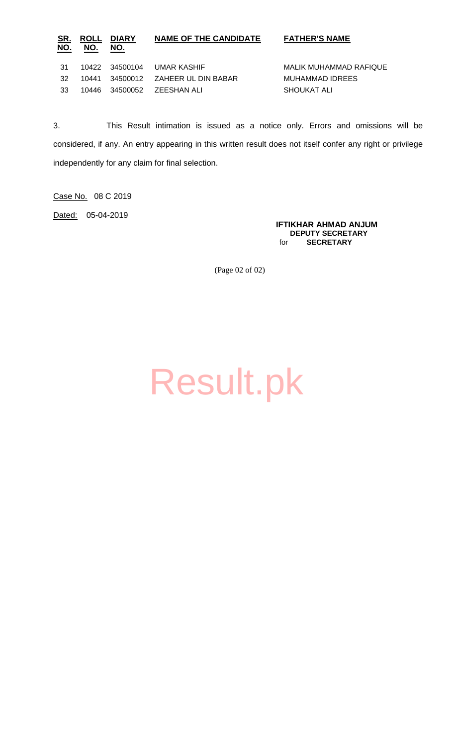| SR. NO. | ROLL NO. | DIARY NO. | NAME OF THE CANDIDATE | FATHER'S NAME |
|---|---|---|---|---|
| 31 | 10422 | 34500104 | UMAR KASHIF | MALIK MUHAMMAD RAFIQUE |
| 32 | 10441 | 34500012 | ZAHEER UL DIN BABAR | MUHAMMAD IDREES |
| 33 | 10446 | 34500052 | ZEESHAN ALI | SHOUKAT ALI |

3. This Result intimation is issued as a notice only. Errors and omissions will be considered, if any. An entry appearing in this written result does not itself confer any right or privilege independently for any claim for final selection.

Case No. 08 C 2019

Dated: 05-04-2019

**IFTIKHAR AHMAD ANJUM**
**DEPUTY SECRETARY**
for **SECRETARY**

Result.pk